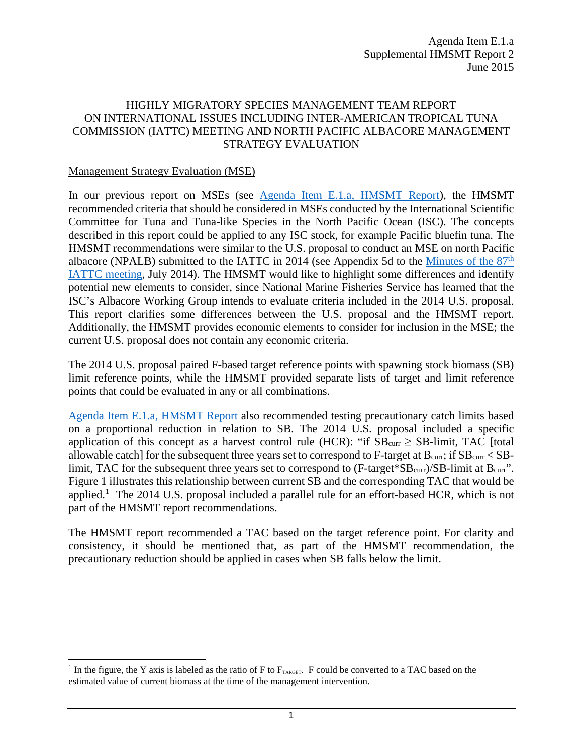Agenda Item E.1.a
Supplemental HMSMT Report 2
June 2015

# HIGHLY MIGRATORY SPECIES MANAGEMENT TEAM REPORT ON INTERNATIONAL ISSUES INCLUDING INTER-AMERICAN TROPICAL TUNA COMMISSION (IATTC) MEETING AND NORTH PACIFIC ALBACORE MANAGEMENT STRATEGY EVALUATION

## Management Strategy Evaluation (MSE)

In our previous report on MSEs (see Agenda Item E.1.a, HMSMT Report), the HMSMT recommended criteria that should be considered in MSEs conducted by the International Scientific Committee for Tuna and Tuna-like Species in the North Pacific Ocean (ISC). The concepts described in this report could be applied to any ISC stock, for example Pacific bluefin tuna. The HMSMT recommendations were similar to the U.S. proposal to conduct an MSE on north Pacific albacore (NPALB) submitted to the IATTC in 2014 (see Appendix 5d to the Minutes of the 87th IATTC meeting, July 2014). The HMSMT would like to highlight some differences and identify potential new elements to consider, since National Marine Fisheries Service has learned that the ISC's Albacore Working Group intends to evaluate criteria included in the 2014 U.S. proposal. This report clarifies some differences between the U.S. proposal and the HMSMT report. Additionally, the HMSMT provides economic elements to consider for inclusion in the MSE; the current U.S. proposal does not contain any economic criteria.

The 2014 U.S. proposal paired F-based target reference points with spawning stock biomass (SB) limit reference points, while the HMSMT provided separate lists of target and limit reference points that could be evaluated in any or all combinations.

Agenda Item E.1.a, HMSMT Report also recommended testing precautionary catch limits based on a proportional reduction in relation to SB. The 2014 U.S. proposal included a specific application of this concept as a harvest control rule (HCR): "if $SB_{curr} \geq$ SB-limit, TAC [total allowable catch] for the subsequent three years set to correspond to F-target at $B_{curr}$; if $SB_{curr} <$ SB-limit, TAC for the subsequent three years set to correspond to (F-target*$SB_{curr}$)/SB-limit at $B_{curr}$". Figure 1 illustrates this relationship between current SB and the corresponding TAC that would be applied.[1] The 2014 U.S. proposal included a parallel rule for an effort-based HCR, which is not part of the HMSMT report recommendations.

The HMSMT report recommended a TAC based on the target reference point. For clarity and consistency, it should be mentioned that, as part of the HMSMT recommendation, the precautionary reduction should be applied in cases when SB falls below the limit.

[1] In the figure, the Y axis is labeled as the ratio of F to $F_{TARGET}$. F could be converted to a TAC based on the estimated value of current biomass at the time of the management intervention.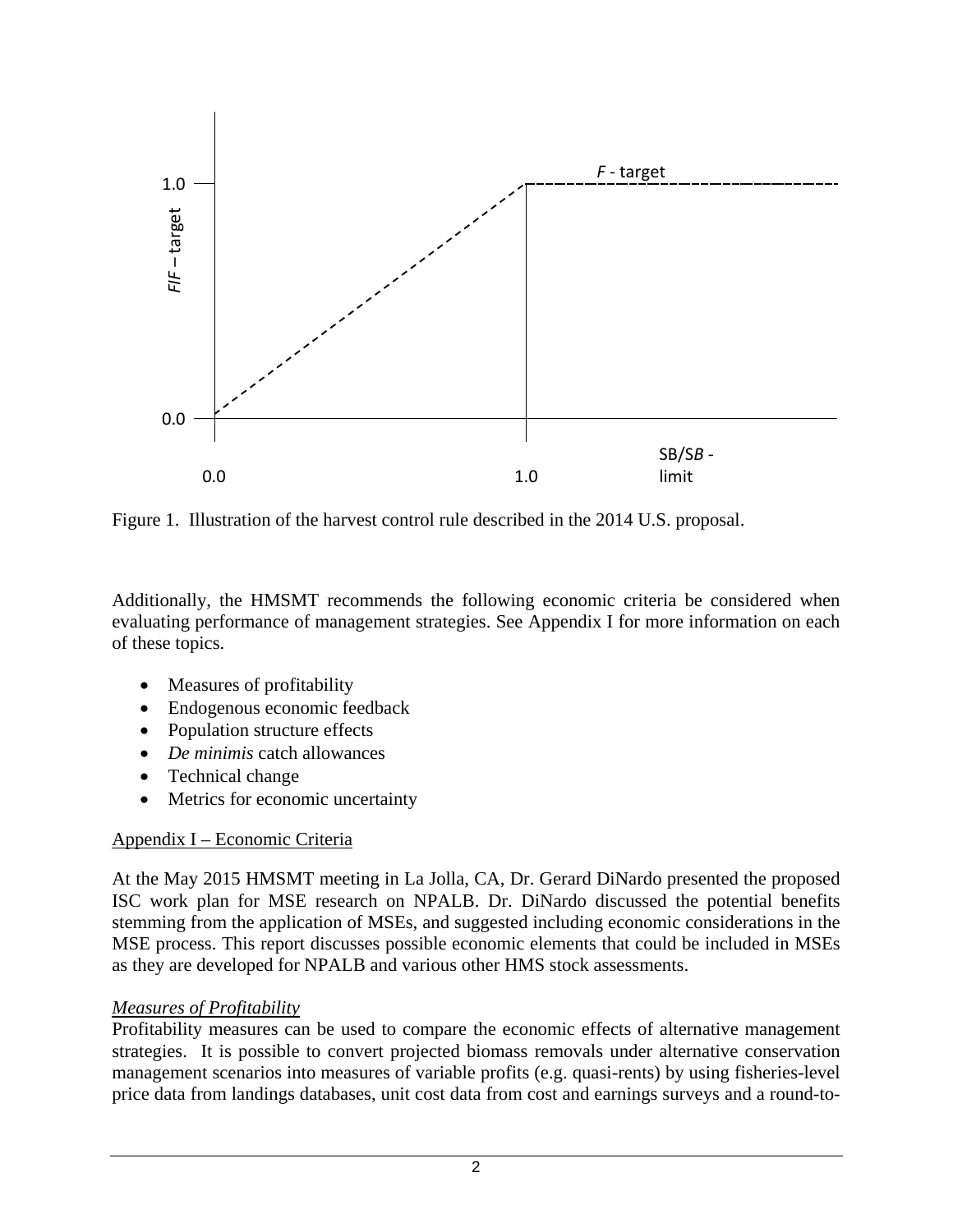Figure 1. Illustration of the harvest control rule described in the 2014 U.S. proposal.

Additionally, the HMSMT recommends the following economic criteria be considered when evaluating performance of management strategies. See Appendix I for more information on each of these topics.

- Measures of profitability
- Endogenous economic feedback
- Population structure effects
- *De minimis* catch allowances
- Technical change
- Metrics for economic uncertainty

## Appendix I – Economic Criteria

At the May 2015 HMSMT meeting in La Jolla, CA, Dr. Gerard DiNardo presented the proposed ISC work plan for MSE research on NPALB. Dr. DiNardo discussed the potential benefits stemming from the application of MSEs, and suggested including economic considerations in the MSE process. This report discusses possible economic elements that could be included in MSEs as they are developed for NPALB and various other HMS stock assessments.

### *Measures of Profitability*

Profitability measures can be used to compare the economic effects of alternative management strategies. It is possible to convert projected biomass removals under alternative conservation management scenarios into measures of variable profits (e.g. quasi-rents) by using fisheries-level price data from landings databases, unit cost data from cost and earnings surveys and a round-to-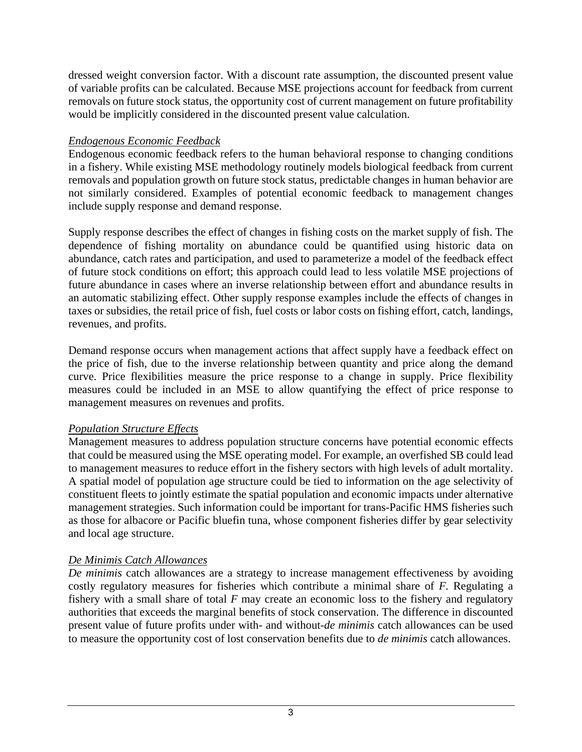dressed weight conversion factor. With a discount rate assumption, the discounted present value of variable profits can be calculated. Because MSE projections account for feedback from current removals on future stock status, the opportunity cost of current management on future profitability would be implicitly considered in the discounted present value calculation.

*Endogenous Economic Feedback*

Endogenous economic feedback refers to the human behavioral response to changing conditions in a fishery. While existing MSE methodology routinely models biological feedback from current removals and population growth on future stock status, predictable changes in human behavior are not similarly considered. Examples of potential economic feedback to management changes include supply response and demand response.

Supply response describes the effect of changes in fishing costs on the market supply of fish. The dependence of fishing mortality on abundance could be quantified using historic data on abundance, catch rates and participation, and used to parameterize a model of the feedback effect of future stock conditions on effort; this approach could lead to less volatile MSE projections of future abundance in cases where an inverse relationship between effort and abundance results in an automatic stabilizing effect. Other supply response examples include the effects of changes in taxes or subsidies, the retail price of fish, fuel costs or labor costs on fishing effort, catch, landings, revenues, and profits.

Demand response occurs when management actions that affect supply have a feedback effect on the price of fish, due to the inverse relationship between quantity and price along the demand curve. Price flexibilities measure the price response to a change in supply. Price flexibility measures could be included in an MSE to allow quantifying the effect of price response to management measures on revenues and profits.

*Population Structure Effects*

Management measures to address population structure concerns have potential economic effects that could be measured using the MSE operating model. For example, an overfished SB could lead to management measures to reduce effort in the fishery sectors with high levels of adult mortality. A spatial model of population age structure could be tied to information on the age selectivity of constituent fleets to jointly estimate the spatial population and economic impacts under alternative management strategies. Such information could be important for trans-Pacific HMS fisheries such as those for albacore or Pacific bluefin tuna, whose component fisheries differ by gear selectivity and local age structure.

*De Minimis Catch Allowances*

*De minimis* catch allowances are a strategy to increase management effectiveness by avoiding costly regulatory measures for fisheries which contribute a minimal share of *F*. Regulating a fishery with a small share of total *F* may create an economic loss to the fishery and regulatory authorities that exceeds the marginal benefits of stock conservation. The difference in discounted present value of future profits under with- and without-*de minimis* catch allowances can be used to measure the opportunity cost of lost conservation benefits due to *de minimis* catch allowances.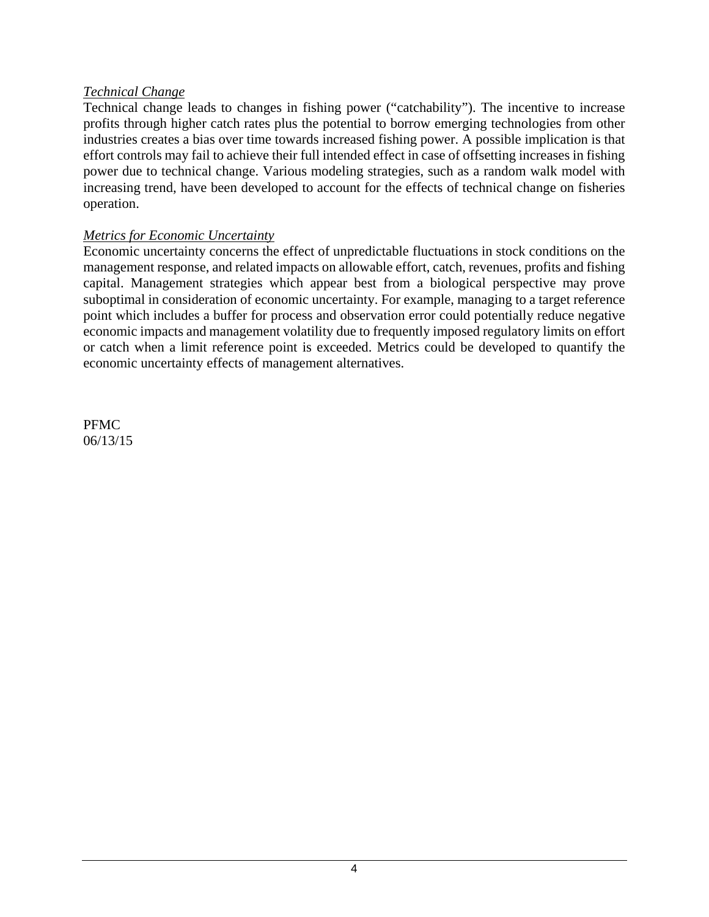*Technical Change*

Technical change leads to changes in fishing power (“catchability”). The incentive to increase profits through higher catch rates plus the potential to borrow emerging technologies from other industries creates a bias over time towards increased fishing power. A possible implication is that effort controls may fail to achieve their full intended effect in case of offsetting increases in fishing power due to technical change. Various modeling strategies, such as a random walk model with increasing trend, have been developed to account for the effects of technical change on fisheries operation.

*Metrics for Economic Uncertainty*

Economic uncertainty concerns the effect of unpredictable fluctuations in stock conditions on the management response, and related impacts on allowable effort, catch, revenues, profits and fishing capital. Management strategies which appear best from a biological perspective may prove suboptimal in consideration of economic uncertainty. For example, managing to a target reference point which includes a buffer for process and observation error could potentially reduce negative economic impacts and management volatility due to frequently imposed regulatory limits on effort or catch when a limit reference point is exceeded. Metrics could be developed to quantify the economic uncertainty effects of management alternatives.

PFMC
06/13/15